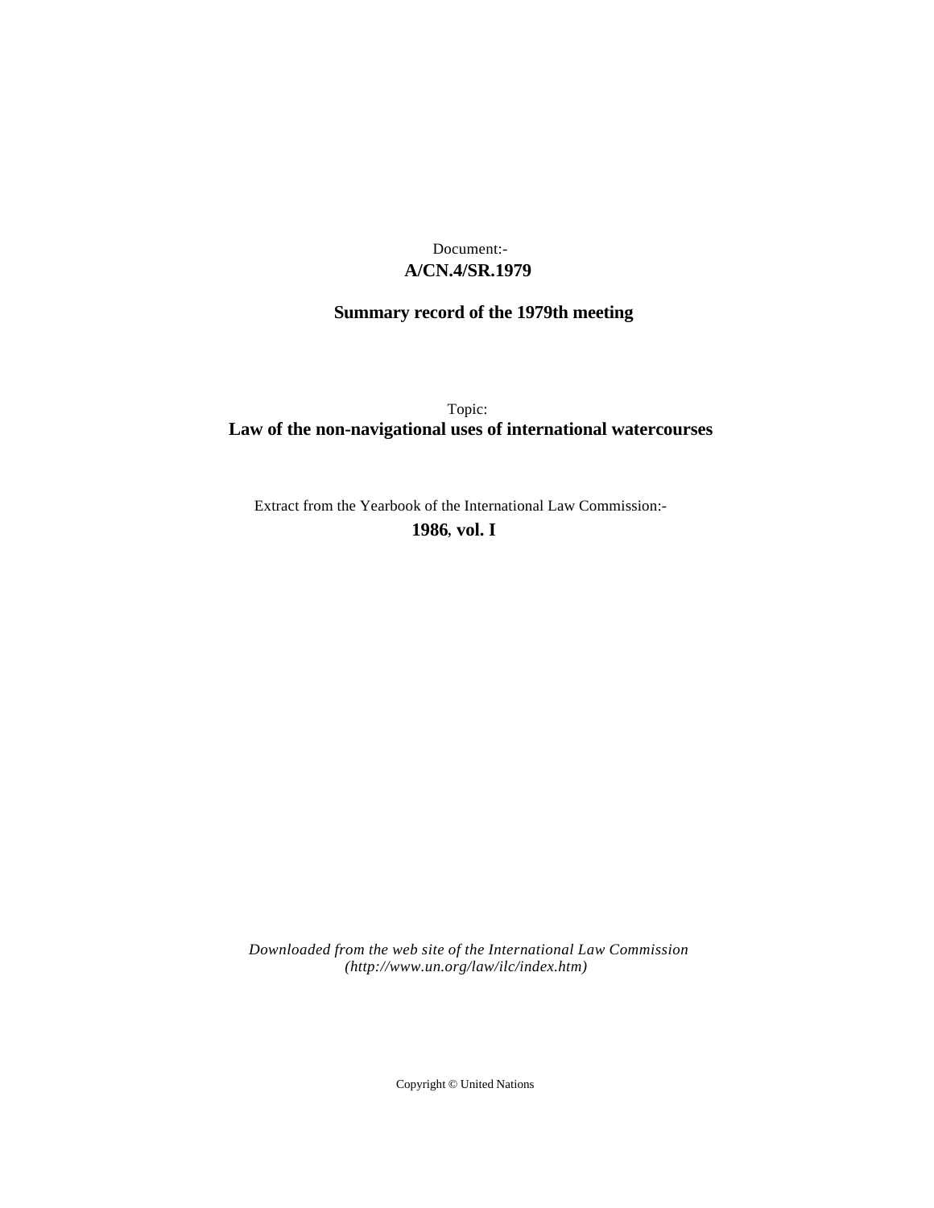Document:-

**A/CN.4/SR.1979**

**Summary record of the 1979th meeting**

Topic:

**Law of the non-navigational uses of international watercourses**

Extract from the Yearbook of the International Law Commission:-

**1986, vol. I**

*Downloaded from the web site of the International Law Commission (http://www.un.org/law/ilc/index.htm)*

Copyright © United Nations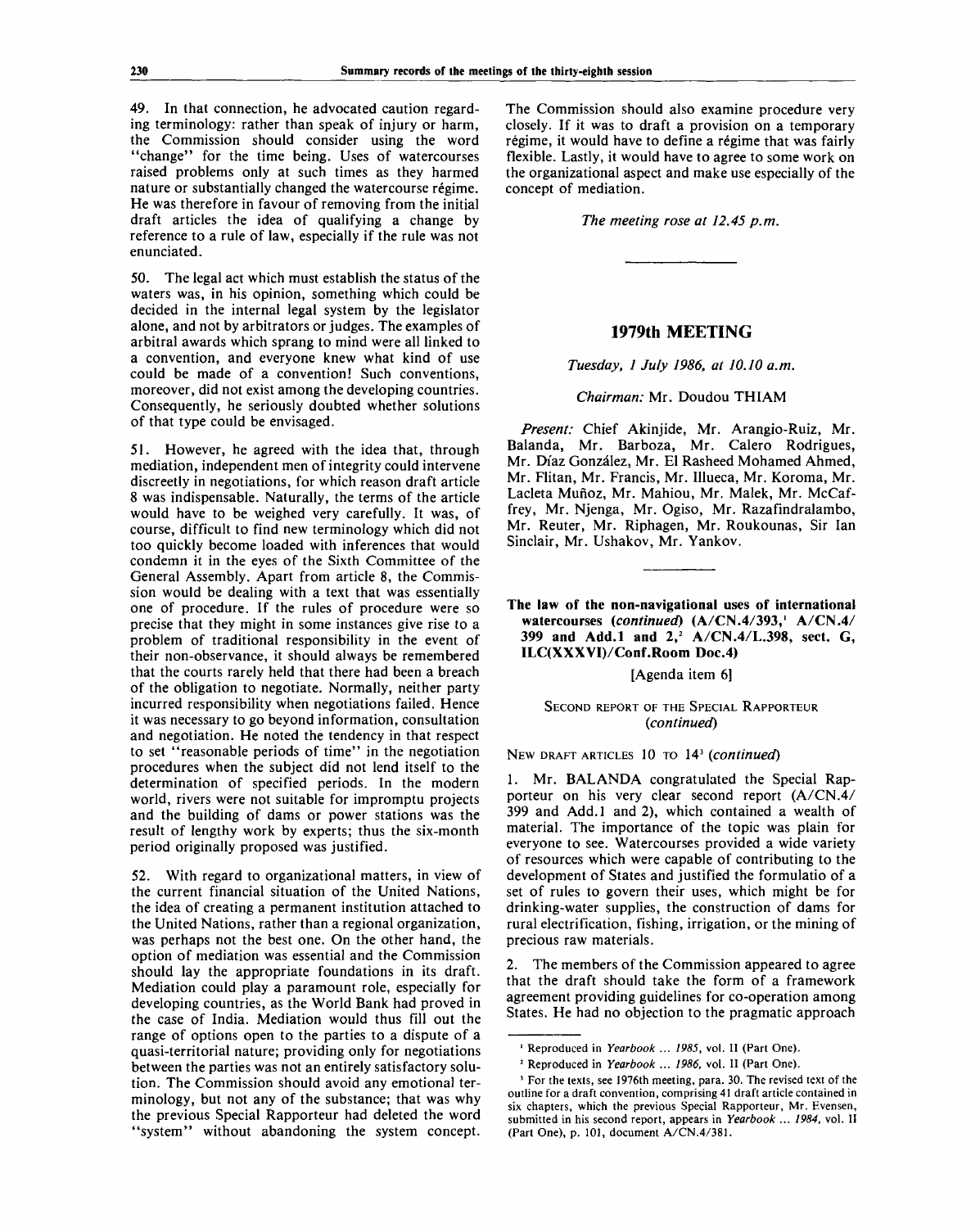49. In that connection, he advocated caution regarding terminology: rather than speak of injury or harm, the Commission should consider using the word "change" for the time being. Uses of watercourses raised problems only at such times as they harmed nature or substantially changed the watercourse régime. He was therefore in favour of removing from the initial draft articles the idea of qualifying a change by reference to a rule of law, especially if the rule was not enunciated.

50. The legal act which must establish the status of the waters was, in his opinion, something which could be decided in the internal legal system by the legislator alone, and not by arbitrators or judges. The examples of arbitral awards which sprang to mind were all linked to a convention, and everyone knew what kind of use could be made of a convention! Such conventions, moreover, did not exist among the developing countries. Consequently, he seriously doubted whether solutions of that type could be envisaged.

51. However, he agreed with the idea that, through mediation, independent men of integrity could intervene discreetly in negotiations, for which reason draft article 8 was indispensable. Naturally, the terms of the article would have to be weighed very carefully. It was, of course, difficult to find new terminology which did not too quickly become loaded with inferences that would condemn it in the eyes of the Sixth Committee of the General Assembly. Apart from article 8, the Commission would be dealing with a text that was essentially one of procedure. If the rules of procedure were so precise that they might in some instances give rise to a problem of traditional responsibility in the event of their non-observance, it should always be remembered that the courts rarely held that there had been a breach of the obligation to negotiate. Normally, neither party incurred responsibility when negotiations failed. Hence it was necessary to go beyond information, consultation and negotiation. He noted the tendency in that respect to set "reasonable periods of time" in the negotiation procedures when the subject did not lend itself to the determination of specified periods. In the modern world, rivers were not suitable for impromptu projects and the building of dams or power stations was the result of lengthy work by experts; thus the six-month period originally proposed was justified.

52. With regard to organizational matters, in view of the current financial situation of the United Nations, the idea of creating a permanent institution attached to the United Nations, rather than a regional organization, was perhaps not the best one. On the other hand, the option of mediation was essential and the Commission should lay the appropriate foundations in its draft. Mediation could play a paramount role, especially for developing countries, as the World Bank had proved in the case of India. Mediation would thus fill out the range of options open to the parties to a dispute of a quasi-territorial nature; providing only for negotiations between the parties was not an entirely satisfactory solution. The Commission should avoid any emotional terminology, but not any of the substance; that was why the previous Special Rapporteur had deleted the word "system" without abandoning the system concept. The Commission should also examine procedure very closely. If it was to draft a provision on a temporary régime, it would have to define a régime that was fairly flexible. Lastly, it would have to agree to some work on the organizational aspect and make use especially of the concept of mediation.

*The meeting rose at 12.45 p.m.*

---

## 1979th MEETING

*Tuesday, 1 July 1986, at 10.10 a.m.*

*Chairman:* Mr. Doudou THIAM

*Present:* Chief Akinjide, Mr. Arangio-Ruiz, Mr. Balanda, Mr. Barboza, Mr. Calero Rodrigues, Mr. Díaz González, Mr. El Rasheed Mohamed Ahmed, Mr. Flitan, Mr. Francis, Mr. Illueca, Mr. Koroma, Mr. Lacleta Muñoz, Mr. Mahiou, Mr. Malek, Mr. McCaffrey, Mr. Njenga, Mr. Ogiso, Mr. Razafindralambo, Mr. Reuter, Mr. Riphagen, Mr. Roukounas, Sir Ian Sinclair, Mr. Ushakov, Mr. Yankov.

---

### The law of the non-navigational uses of international watercourses (*continued*) (A/CN.4/393,[1] A/CN.4/399 and Add.1 and 2,[2] A/CN.4/L.398, sect. G, ILC(XXXVI)/Conf.Room Doc.4)

[Agenda item 6]

SECOND REPORT OF THE SPECIAL RAPPORTEUR (*continued*)

NEW DRAFT ARTICLES 10 TO 14[3] (*continued*)

1. Mr. BALANDA congratulated the Special Rapporteur on his very clear second report (A/CN.4/399 and Add.1 and 2), which contained a wealth of material. The importance of the topic was plain for everyone to see. Watercourses provided a wide variety of resources which were capable of contributing to the development of States and justified the formulatio of a set of rules to govern their uses, which might be for drinking-water supplies, the construction of dams for rural electrification, fishing, irrigation, or the mining of precious raw materials.

2. The members of the Commission appeared to agree that the draft should take the form of a framework agreement providing guidelines for co-operation among States. He had no objection to the pragmatic approach

---

[1] Reproduced in *Yearbook ... 1985*, vol. II (Part One).

[2] Reproduced in *Yearbook ... 1986*, vol. II (Part One).

[3] For the texts, see 1976th meeting, para. 30. The revised text of the outline for a draft convention, comprising 41 draft article contained in six chapters, which the previous Special Rapporteur, Mr. Evensen, submitted in his second report, appears in *Yearbook ... 1984*, vol. II (Part One), p. 101, document A/CN.4/381.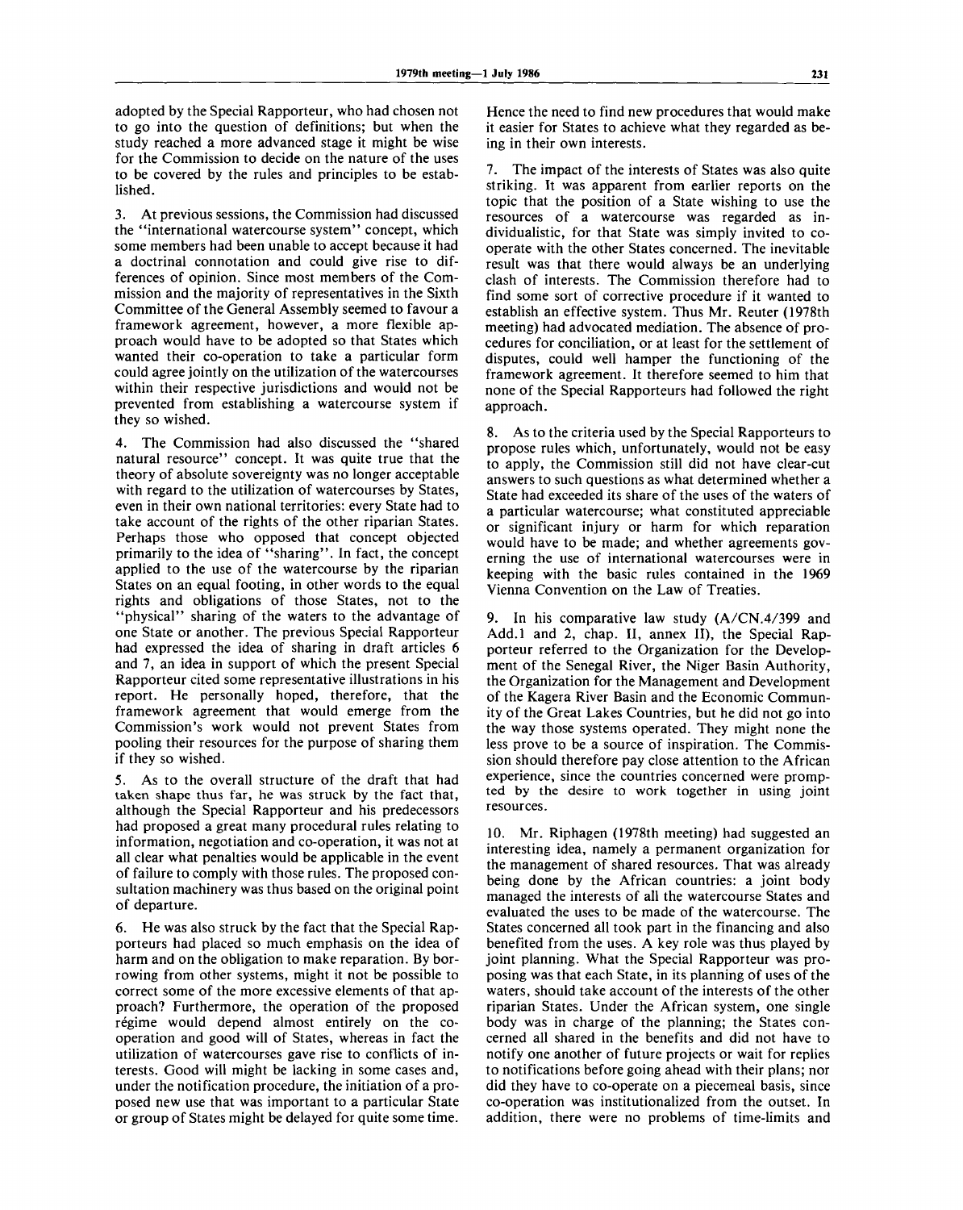adopted by the Special Rapporteur, who had chosen not to go into the question of definitions; but when the study reached a more advanced stage it might be wise for the Commission to decide on the nature of the uses to be covered by the rules and principles to be established.

3. At previous sessions, the Commission had discussed the "international watercourse system" concept, which some members had been unable to accept because it had a doctrinal connotation and could give rise to differences of opinion. Since most members of the Commission and the majority of representatives in the Sixth Committee of the General Assembly seemed to favour a framework agreement, however, a more flexible approach would have to be adopted so that States which wanted their co-operation to take a particular form could agree jointly on the utilization of the watercourses within their respective jurisdictions and would not be prevented from establishing a watercourse system if they so wished.

4. The Commission had also discussed the "shared natural resource" concept. It was quite true that the theory of absolute sovereignty was no longer acceptable with regard to the utilization of watercourses by States, even in their own national territories: every State had to take account of the rights of the other riparian States. Perhaps those who opposed that concept objected primarily to the idea of "sharing". In fact, the concept applied to the use of the watercourse by the riparian States on an equal footing, in other words to the equal rights and obligations of those States, not to the "physical" sharing of the waters to the advantage of one State or another. The previous Special Rapporteur had expressed the idea of sharing in draft articles 6 and 7, an idea in support of which the present Special Rapporteur cited some representative illustrations in his report. He personally hoped, therefore, that the framework agreement that would emerge from the Commission's work would not prevent States from pooling their resources for the purpose of sharing them if they so wished.

5. As to the overall structure of the draft that had taken shape thus far, he was struck by the fact that, although the Special Rapporteur and his predecessors had proposed a great many procedural rules relating to information, negotiation and co-operation, it was not at all clear what penalties would be applicable in the event of failure to comply with those rules. The proposed consultation machinery was thus based on the original point of departure.

6. He was also struck by the fact that the Special Rapporteurs had placed so much emphasis on the idea of harm and on the obligation to make reparation. By borrowing from other systems, might it not be possible to correct some of the more excessive elements of that approach? Furthermore, the operation of the proposed régime would depend almost entirely on the co-operation and good will of States, whereas in fact the utilization of watercourses gave rise to conflicts of interests. Good will might be lacking in some cases and, under the notification procedure, the initiation of a proposed new use that was important to a particular State or group of States might be delayed for quite some time. Hence the need to find new procedures that would make it easier for States to achieve what they regarded as being in their own interests.

7. The impact of the interests of States was also quite striking. It was apparent from earlier reports on the topic that the position of a State wishing to use the resources of a watercourse was regarded as individualistic, for that State was simply invited to co-operate with the other States concerned. The inevitable result was that there would always be an underlying clash of interests. The Commission therefore had to find some sort of corrective procedure if it wanted to establish an effective system. Thus Mr. Reuter (1978th meeting) had advocated mediation. The absence of procedures for conciliation, or at least for the settlement of disputes, could well hamper the functioning of the framework agreement. It therefore seemed to him that none of the Special Rapporteurs had followed the right approach.

8. As to the criteria used by the Special Rapporteurs to propose rules which, unfortunately, would not be easy to apply, the Commission still did not have clear-cut answers to such questions as what determined whether a State had exceeded its share of the uses of the waters of a particular watercourse; what constituted appreciable or significant injury or harm for which reparation would have to be made; and whether agreements governing the use of international watercourses were in keeping with the basic rules contained in the 1969 Vienna Convention on the Law of Treaties.

9. In his comparative law study (A/CN.4/399 and Add.1 and 2, chap. II, annex II), the Special Rapporteur referred to the Organization for the Development of the Senegal River, the Niger Basin Authority, the Organization for the Management and Development of the Kagera River Basin and the Economic Community of the Great Lakes Countries, but he did not go into the way those systems operated. They might none the less prove to be a source of inspiration. The Commission should therefore pay close attention to the African experience, since the countries concerned were prompted by the desire to work together in using joint resources.

10. Mr. Riphagen (1978th meeting) had suggested an interesting idea, namely a permanent organization for the management of shared resources. That was already being done by the African countries: a joint body managed the interests of all the watercourse States and evaluated the uses to be made of the watercourse. The States concerned all took part in the financing and also benefited from the uses. A key role was thus played by joint planning. What the Special Rapporteur was proposing was that each State, in its planning of uses of the waters, should take account of the interests of the other riparian States. Under the African system, one single body was in charge of the planning; the States concerned all shared in the benefits and did not have to notify one another of future projects or wait for replies to notifications before going ahead with their plans; nor did they have to co-operate on a piecemeal basis, since co-operation was institutionalized from the outset. In addition, there were no problems of time-limits and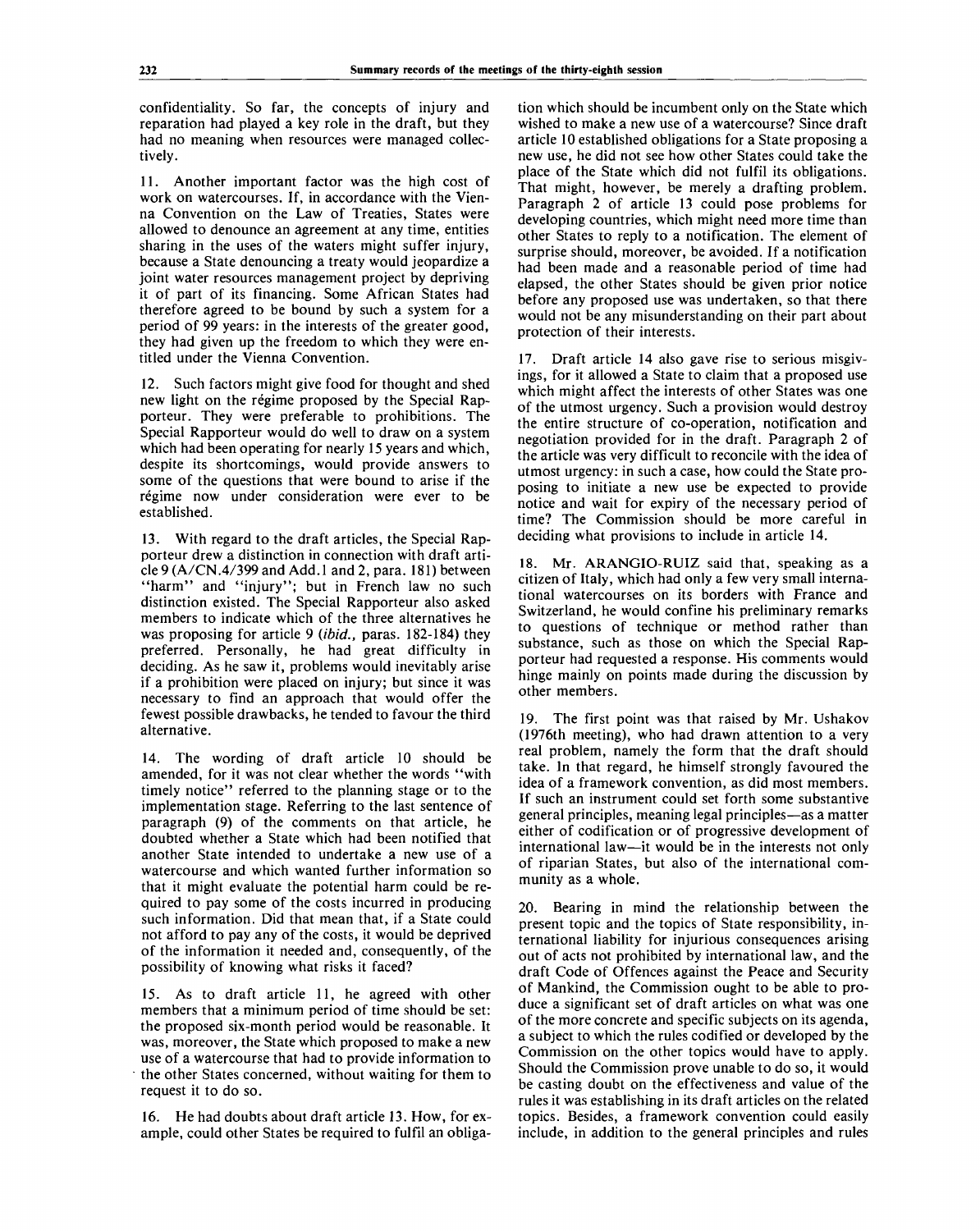confidentiality. So far, the concepts of injury and reparation had played a key role in the draft, but they had no meaning when resources were managed collectively.

11. Another important factor was the high cost of work on watercourses. If, in accordance with the Vienna Convention on the Law of Treaties, States were allowed to denounce an agreement at any time, entities sharing in the uses of the waters might suffer injury, because a State denouncing a treaty would jeopardize a joint water resources management project by depriving it of part of its financing. Some African States had therefore agreed to be bound by such a system for a period of 99 years: in the interests of the greater good, they had given up the freedom to which they were entitled under the Vienna Convention.

12. Such factors might give food for thought and shed new light on the régime proposed by the Special Rapporteur. They were preferable to prohibitions. The Special Rapporteur would do well to draw on a system which had been operating for nearly 15 years and which, despite its shortcomings, would provide answers to some of the questions that were bound to arise if the régime now under consideration were ever to be established.

13. With regard to the draft articles, the Special Rapporteur drew a distinction in connection with draft article 9 (A/CN.4/399 and Add.1 and 2, para. 181) between "harm" and "injury"; but in French law no such distinction existed. The Special Rapporteur also asked members to indicate which of the three alternatives he was proposing for article 9 (*ibid.*, paras. 182-184) they preferred. Personally, he had great difficulty in deciding. As he saw it, problems would inevitably arise if a prohibition were placed on injury; but since it was necessary to find an approach that would offer the fewest possible drawbacks, he tended to favour the third alternative.

14. The wording of draft article 10 should be amended, for it was not clear whether the words "with timely notice" referred to the planning stage or to the implementation stage. Referring to the last sentence of paragraph (9) of the comments on that article, he doubted whether a State which had been notified that another State intended to undertake a new use of a watercourse and which wanted further information so that it might evaluate the potential harm could be required to pay some of the costs incurred in producing such information. Did that mean that, if a State could not afford to pay any of the costs, it would be deprived of the information it needed and, consequently, of the possibility of knowing what risks it faced?

15. As to draft article 11, he agreed with other members that a minimum period of time should be set: the proposed six-month period would be reasonable. It was, moreover, the State which proposed to make a new use of a watercourse that had to provide information to the other States concerned, without waiting for them to request it to do so.

16. He had doubts about draft article 13. How, for example, could other States be required to fulfil an obligation which should be incumbent only on the State which wished to make a new use of a watercourse? Since draft article 10 established obligations for a State proposing a new use, he did not see how other States could take the place of the State which did not fulfil its obligations. That might, however, be merely a drafting problem. Paragraph 2 of article 13 could pose problems for developing countries, which might need more time than other States to reply to a notification. The element of surprise should, moreover, be avoided. If a notification had been made and a reasonable period of time had elapsed, the other States should be given prior notice before any proposed use was undertaken, so that there would not be any misunderstanding on their part about protection of their interests.

17. Draft article 14 also gave rise to serious misgivings, for it allowed a State to claim that a proposed use which might affect the interests of other States was one of the utmost urgency. Such a provision would destroy the entire structure of co-operation, notification and negotiation provided for in the draft. Paragraph 2 of the article was very difficult to reconcile with the idea of utmost urgency: in such a case, how could the State proposing to initiate a new use be expected to provide notice and wait for expiry of the necessary period of time? The Commission should be more careful in deciding what provisions to include in article 14.

18. Mr. ARANGIO-RUIZ said that, speaking as a citizen of Italy, which had only a few very small international watercourses on its borders with France and Switzerland, he would confine his preliminary remarks to questions of technique or method rather than substance, such as those on which the Special Rapporteur had requested a response. His comments would hinge mainly on points made during the discussion by other members.

19. The first point was that raised by Mr. Ushakov (1976th meeting), who had drawn attention to a very real problem, namely the form that the draft should take. In that regard, he himself strongly favoured the idea of a framework convention, as did most members. If such an instrument could set forth some substantive general principles, meaning legal principles—as a matter either of codification or of progressive development of international law—it would be in the interests not only of riparian States, but also of the international community as a whole.

20. Bearing in mind the relationship between the present topic and the topics of State responsibility, international liability for injurious consequences arising out of acts not prohibited by international law, and the draft Code of Offences against the Peace and Security of Mankind, the Commission ought to be able to produce a significant set of draft articles on what was one of the more concrete and specific subjects on its agenda, a subject to which the rules codified or developed by the Commission on the other topics would have to apply. Should the Commission prove unable to do so, it would be casting doubt on the effectiveness and value of the rules it was establishing in its draft articles on the related topics. Besides, a framework convention could easily include, in addition to the general principles and rules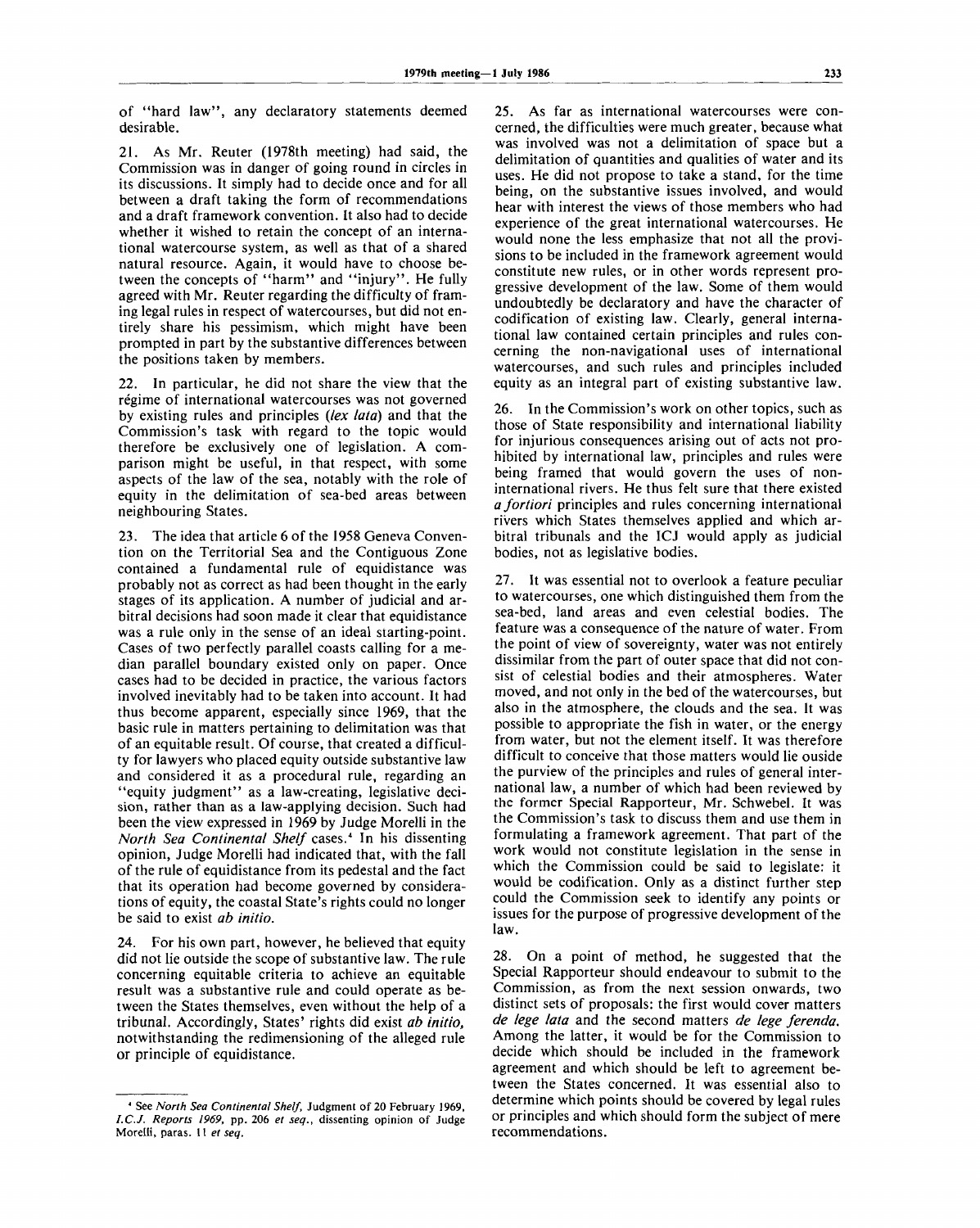of "hard law", any declaratory statements deemed desirable.

21. As Mr. Reuter (1978th meeting) had said, the Commission was in danger of going round in circles in its discussions. It simply had to decide once and for all between a draft taking the form of recommendations and a draft framework convention. It also had to decide whether it wished to retain the concept of an international watercourse system, as well as that of a shared natural resource. Again, it would have to choose between the concepts of "harm" and "injury". He fully agreed with Mr. Reuter regarding the difficulty of framing legal rules in respect of watercourses, but did not entirely share his pessimism, which might have been prompted in part by the substantive differences between the positions taken by members.

22. In particular, he did not share the view that the régime of international watercourses was not governed by existing rules and principles (*lex lata*) and that the Commission's task with regard to the topic would therefore be exclusively one of legislation. A comparison might be useful, in that respect, with some aspects of the law of the sea, notably with the role of equity in the delimitation of sea-bed areas between neighbouring States.

23. The idea that article 6 of the 1958 Geneva Convention on the Territorial Sea and the Contiguous Zone contained a fundamental rule of equidistance was probably not as correct as had been thought in the early stages of its application. A number of judicial and arbitral decisions had soon made it clear that equidistance was a rule only in the sense of an ideal starting-point. Cases of two perfectly parallel coasts calling for a median parallel boundary existed only on paper. Once cases had to be decided in practice, the various factors involved inevitably had to be taken into account. It had thus become apparent, especially since 1969, that the basic rule in matters pertaining to delimitation was that of an equitable result. Of course, that created a difficulty for lawyers who placed equity outside substantive law and considered it as a procedural rule, regarding an "equity judgment" as a law-creating, legislative decision, rather than as a law-applying decision. Such had been the view expressed in 1969 by Judge Morelli in the *North Sea Continental Shelf* cases.[4] In his dissenting opinion, Judge Morelli had indicated that, with the fall of the rule of equidistance from its pedestal and the fact that its operation had become governed by considerations of equity, the coastal State's rights could no longer be said to exist *ab initio*.

24. For his own part, however, he believed that equity did not lie outside the scope of substantive law. The rule concerning equitable criteria to achieve an equitable result was a substantive rule and could operate as between the States themselves, even without the help of a tribunal. Accordingly, States' rights did exist *ab initio*, notwithstanding the redimensioning of the alleged rule or principle of equidistance.

25. As far as international watercourses were concerned, the difficulties were much greater, because what was involved was not a delimitation of space but a delimitation of quantities and qualities of water and its uses. He did not propose to take a stand, for the time being, on the substantive issues involved, and would hear with interest the views of those members who had experience of the great international watercourses. He would none the less emphasize that not all the provisions to be included in the framework agreement would constitute new rules, or in other words represent progressive development of the law. Some of them would undoubtedly be declaratory and have the character of codification of existing law. Clearly, general international law contained certain principles and rules concerning the non-navigational uses of international watercourses, and such rules and principles included equity as an integral part of existing substantive law.

26. In the Commission's work on other topics, such as those of State responsibility and international liability for injurious consequences arising out of acts not prohibited by international law, principles and rules were being framed that would govern the uses of non-international rivers. He thus felt sure that there existed *a fortiori* principles and rules concerning international rivers which States themselves applied and which arbitral tribunals and the ICJ would apply as judicial bodies, not as legislative bodies.

27. It was essential not to overlook a feature peculiar to watercourses, one which distinguished them from the sea-bed, land areas and even celestial bodies. The feature was a consequence of the nature of water. From the point of view of sovereignty, water was not entirely dissimilar from the part of outer space that did not consist of celestial bodies and their atmospheres. Water moved, and not only in the bed of the watercourses, but also in the atmosphere, the clouds and the sea. It was possible to appropriate the fish in water, or the energy from water, but not the element itself. It was therefore difficult to conceive that those matters would lie ouside the purview of the principles and rules of general international law, a number of which had been reviewed by the former Special Rapporteur, Mr. Schwebel. It was the Commission's task to discuss them and use them in formulating a framework agreement. That part of the work would not constitute legislation in the sense in which the Commission could be said to legislate: it would be codification. Only as a distinct further step could the Commission seek to identify any points or issues for the purpose of progressive development of the law.

28. On a point of method, he suggested that the Special Rapporteur should endeavour to submit to the Commission, as from the next session onwards, two distinct sets of proposals: the first would cover matters *de lege lata* and the second matters *de lege ferenda*. Among the latter, it would be for the Commission to decide which should be included in the framework agreement and which should be left to agreement between the States concerned. It was essential also to determine which points should be covered by legal rules or principles and which should form the subject of mere recommendations.

---

[4] See *North Sea Continental Shelf*, Judgment of 20 February 1969, *I.C.J. Reports 1969*, pp. 206 *et seq.*, dissenting opinion of Judge Morelli, paras. 11 *et seq.*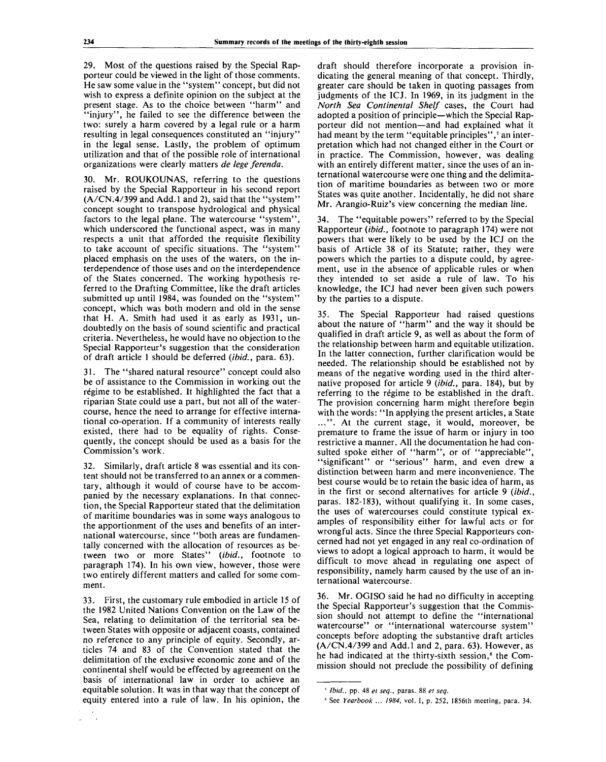29. Most of the questions raised by the Special Rapporteur could be viewed in the light of those comments. He saw some value in the "system" concept, but did not wish to express a definite opinion on the subject at the present stage. As to the choice between "harm" and "injury", he failed to see the difference between the two: surely a harm covered by a legal rule or a harm resulting in legal consequences constituted an "injury" in the legal sense. Lastly, the problem of optimum utilization and that of the possible role of international organizations were clearly matters *de lege ferenda.*

30. Mr. ROUKOUNAS, referring to the questions raised by the Special Rapporteur in his second report (A/CN.4/399 and Add.1 and 2), said that the "system" concept sought to transpose hydrological and physical factors to the legal plane. The watercourse "system", which underscored the functional aspect, was in many respects a unit that afforded the requisite flexibility to take account of specific situations. The "system" placed emphasis on the uses of the waters, on the interdependence of those uses and on the interdependence of the States concerned. The working hypothesis referred to the Drafting Committee, like the draft articles submitted up until 1984, was founded on the "system" concept, which was both modern and old in the sense that H. A. Smith had used it as early as 1931, undoubtedly on the basis of sound scientific and practical criteria. Nevertheless, he would have no objection to the Special Rapporteur's suggestion that the consideration of draft article 1 should be deferred (*ibid.*, para. 63).

31. The "shared natural resource" concept could also be of assistance to the Commission in working out the régime to be established. It highlighted the fact that a riparian State could use a part, but not all of the watercourse, hence the need to arrange for effective international co-operation. If a community of interests really existed, there had to be equality of rights. Consequently, the concept should be used as a basis for the Commission's work.

32. Similarly, draft article 8 was essential and its content should not be transferred to an annex or a commentary, although it would of course have to be accompanied by the necessary explanations. In that connection, the Special Rapporteur stated that the delimitation of maritime boundaries was in some ways analogous to the apportionment of the uses and benefits of an international watercourse, since "both areas are fundamentally concerned with the allocation of resources as between two or more States" (*ibid.*, footnote to paragraph 174). In his own view, however, those were two entirely different matters and called for some comment.

33. First, the customary rule embodied in article 15 of the 1982 United Nations Convention on the Law of the Sea, relating to delimitation of the territorial sea between States with opposite or adjacent coasts, contained no reference to any principle of equity. Secondly, articles 74 and 83 of the Convention stated that the delimitation of the exclusive economic zone and of the continental shelf would be effected by agreement on the basis of international law in order to achieve an equitable solution. It was in that way that the concept of equity entered into a rule of law. In his opinion, the draft should therefore incorporate a provision indicating the general meaning of that concept. Thirdly, greater care should be taken in quoting passages from judgments of the ICJ. In 1969, in its judgment in the *North Sea Continental Shelf* cases, the Court had adopted a position of principle—which the Special Rapporteur did not mention—and had explained what it had meant by the term "equitable principles",[5] an interpretation which had not changed either in the Court or in practice. The Commission, however, was dealing with an entirely different matter, since the uses of an international watercourse were one thing and the delimitation of maritime boundaries as between two or more States was quite another. Incidentally, he did not share Mr. Arangio-Ruiz's view concerning the median line.

34. The "equitable powers" referred to by the Special Rapporteur (*ibid.*, footnote to paragraph 174) were not powers that were likely to be used by the ICJ on the basis of Article 38 of its Statute; rather, they were powers which the parties to a dispute could, by agreement, use in the absence of applicable rules or when they intended to set aside a rule of law. To his knowledge, the ICJ had never been given such powers by the parties to a dispute.

35. The Special Rapporteur had raised questions about the nature of "harm" and the way it should be qualified in draft article 9, as well as about the form of the relationship between harm and equitable utilization. In the latter connection, further clarification would be needed. The relationship should be established not by means of the negative wording used in the third alternative proposed for article 9 (*ibid.*, para. 184), but by referring to the régime to be established in the draft. The provision concerning harm might therefore begin with the words: "In applying the present articles, a State ...". At the current stage, it would, moreover, be premature to frame the issue of harm or injury in too restrictive a manner. All the documentation he had consulted spoke either of "harm", or of "appreciable", "significant" or "serious" harm, and even drew a distinction between harm and mere inconvenience. The best course would be to retain the basic idea of harm, as in the first or second alternatives for article 9 (*ibid.*, paras. 182-183), without qualifying it. In some cases, the uses of watercourses could constitute typical examples of responsibility either for lawful acts or for wrongful acts. Since the three Special Rapporteurs concerned had not yet engaged in any real co-ordination of views to adopt a logical approach to harm, it would be difficult to move ahead in regulating one aspect of responsibility, namely harm caused by the use of an international watercourse.

36. Mr. OGISO said he had no difficulty in accepting the Special Rapporteur's suggestion that the Commission should not attempt to define the "international watercourse" or "international watercourse system" concepts before adopting the substantive draft articles (A/CN.4/399 and Add.1 and 2, para. 63). However, as he had indicated at the thirty-sixth session,[6] the Commission should not preclude the possibility of defining

---

[5] *Ibid.*, pp. 48 *et seq.*, paras. 88 *et seq.*

[6] See *Yearbook ... 1984*, vol. I, p. 252, 1856th meeting, para. 34.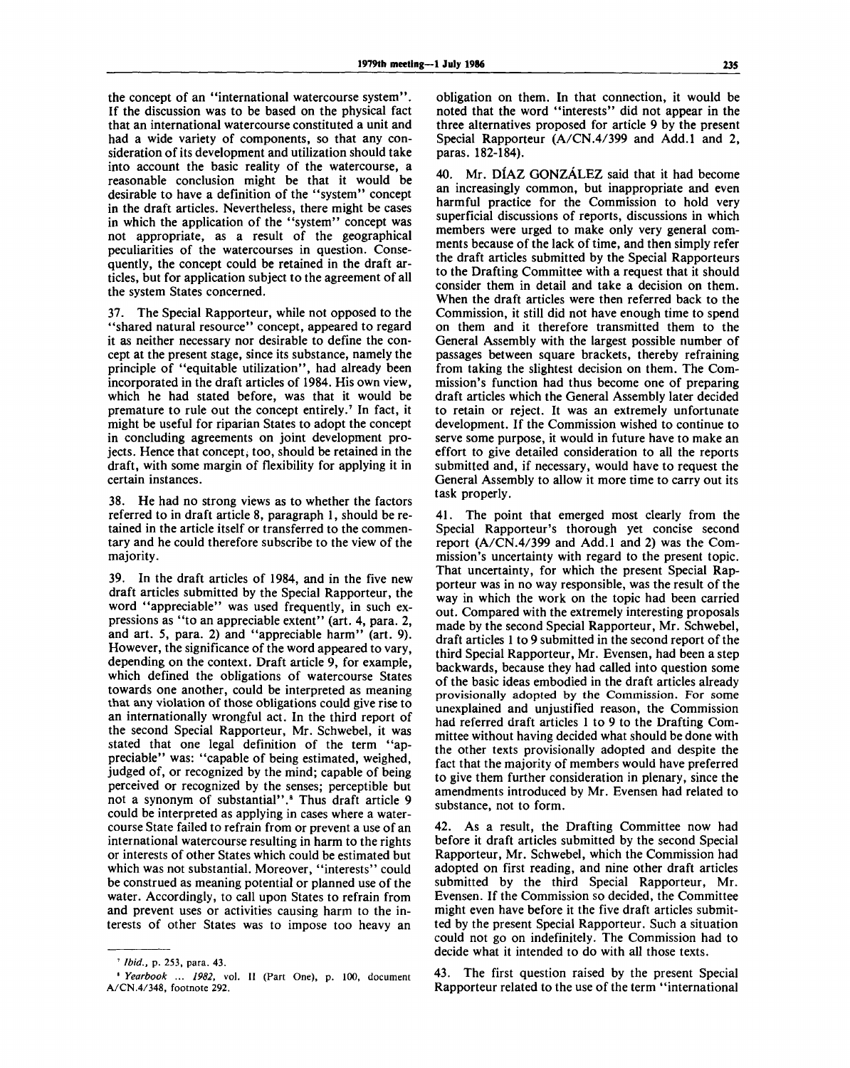the concept of an "international watercourse system". If the discussion was to be based on the physical fact that an international watercourse constituted a unit and had a wide variety of components, so that any consideration of its development and utilization should take into account the basic reality of the watercourse, a reasonable conclusion might be that it would be desirable to have a definition of the "system" concept in the draft articles. Nevertheless, there might be cases in which the application of the "system" concept was not appropriate, as a result of the geographical peculiarities of the watercourses in question. Consequently, the concept could be retained in the draft articles, but for application subject to the agreement of all the system States concerned.

37. The Special Rapporteur, while not opposed to the "shared natural resource" concept, appeared to regard it as neither necessary nor desirable to define the concept at the present stage, since its substance, namely the principle of "equitable utilization", had already been incorporated in the draft articles of 1984. His own view, which he had stated before, was that it would be premature to rule out the concept entirely.[7] In fact, it might be useful for riparian States to adopt the concept in concluding agreements on joint development projects. Hence that concept, too, should be retained in the draft, with some margin of flexibility for applying it in certain instances.

38. He had no strong views as to whether the factors referred to in draft article 8, paragraph 1, should be retained in the article itself or transferred to the commentary and he could therefore subscribe to the view of the majority.

39. In the draft articles of 1984, and in the five new draft articles submitted by the Special Rapporteur, the word "appreciable" was used frequently, in such expressions as "to an appreciable extent" (art. 4, para. 2, and art. 5, para. 2) and "appreciable harm" (art. 9). However, the significance of the word appeared to vary, depending on the context. Draft article 9, for example, which defined the obligations of watercourse States towards one another, could be interpreted as meaning that any violation of those obligations could give rise to an internationally wrongful act. In the third report of the second Special Rapporteur, Mr. Schwebel, it was stated that one legal definition of the term "appreciable" was: "capable of being estimated, weighed, judged of, or recognized by the mind; capable of being perceived or recognized by the senses; perceptible but not a synonym of substantial".[8] Thus draft article 9 could be interpreted as applying in cases where a watercourse State failed to refrain from or prevent a use of an international watercourse resulting in harm to the rights or interests of other States which could be estimated but which was not substantial. Moreover, "interests" could be construed as meaning potential or planned use of the water. Accordingly, to call upon States to refrain from and prevent uses or activities causing harm to the interests of other States was to impose too heavy an obligation on them. In that connection, it would be noted that the word "interests" did not appear in the three alternatives proposed for article 9 by the present Special Rapporteur (A/CN.4/399 and Add.1 and 2, paras. 182-184).

40. Mr. DÍAZ GONZÁLEZ said that it had become an increasingly common, but inappropriate and even harmful practice for the Commission to hold very superficial discussions of reports, discussions in which members were urged to make only very general comments because of the lack of time, and then simply refer the draft articles submitted by the Special Rapporteurs to the Drafting Committee with a request that it should consider them in detail and take a decision on them. When the draft articles were then referred back to the Commission, it still did not have enough time to spend on them and it therefore transmitted them to the General Assembly with the largest possible number of passages between square brackets, thereby refraining from taking the slightest decision on them. The Commission's function had thus become one of preparing draft articles which the General Assembly later decided to retain or reject. It was an extremely unfortunate development. If the Commission wished to continue to serve some purpose, it would in future have to make an effort to give detailed consideration to all the reports submitted and, if necessary, would have to request the General Assembly to allow it more time to carry out its task properly.

41. The point that emerged most clearly from the Special Rapporteur's thorough yet concise second report (A/CN.4/399 and Add.1 and 2) was the Commission's uncertainty with regard to the present topic. That uncertainty, for which the present Special Rapporteur was in no way responsible, was the result of the way in which the work on the topic had been carried out. Compared with the extremely interesting proposals made by the second Special Rapporteur, Mr. Schwebel, draft articles 1 to 9 submitted in the second report of the third Special Rapporteur, Mr. Evensen, had been a step backwards, because they had called into question some of the basic ideas embodied in the draft articles already provisionally adopted by the Commission. For some unexplained and unjustified reason, the Commission had referred draft articles 1 to 9 to the Drafting Committee without having decided what should be done with the other texts provisionally adopted and despite the fact that the majority of members would have preferred to give them further consideration in plenary, since the amendments introduced by Mr. Evensen had related to substance, not to form.

42. As a result, the Drafting Committee now had before it draft articles submitted by the second Special Rapporteur, Mr. Schwebel, which the Commission had adopted on first reading, and nine other draft articles submitted by the third Special Rapporteur, Mr. Evensen. If the Commission so decided, the Committee might even have before it the five draft articles submitted by the present Special Rapporteur. Such a situation could not go on indefinitely. The Commission had to decide what it intended to do with all those texts.

43. The first question raised by the present Special Rapporteur related to the use of the term "international

---

[7] *Ibid.*, p. 253, para. 43.

[8] *Yearbook ... 1982*, vol. II (Part One), p. 100, document A/CN.4/348, footnote 292.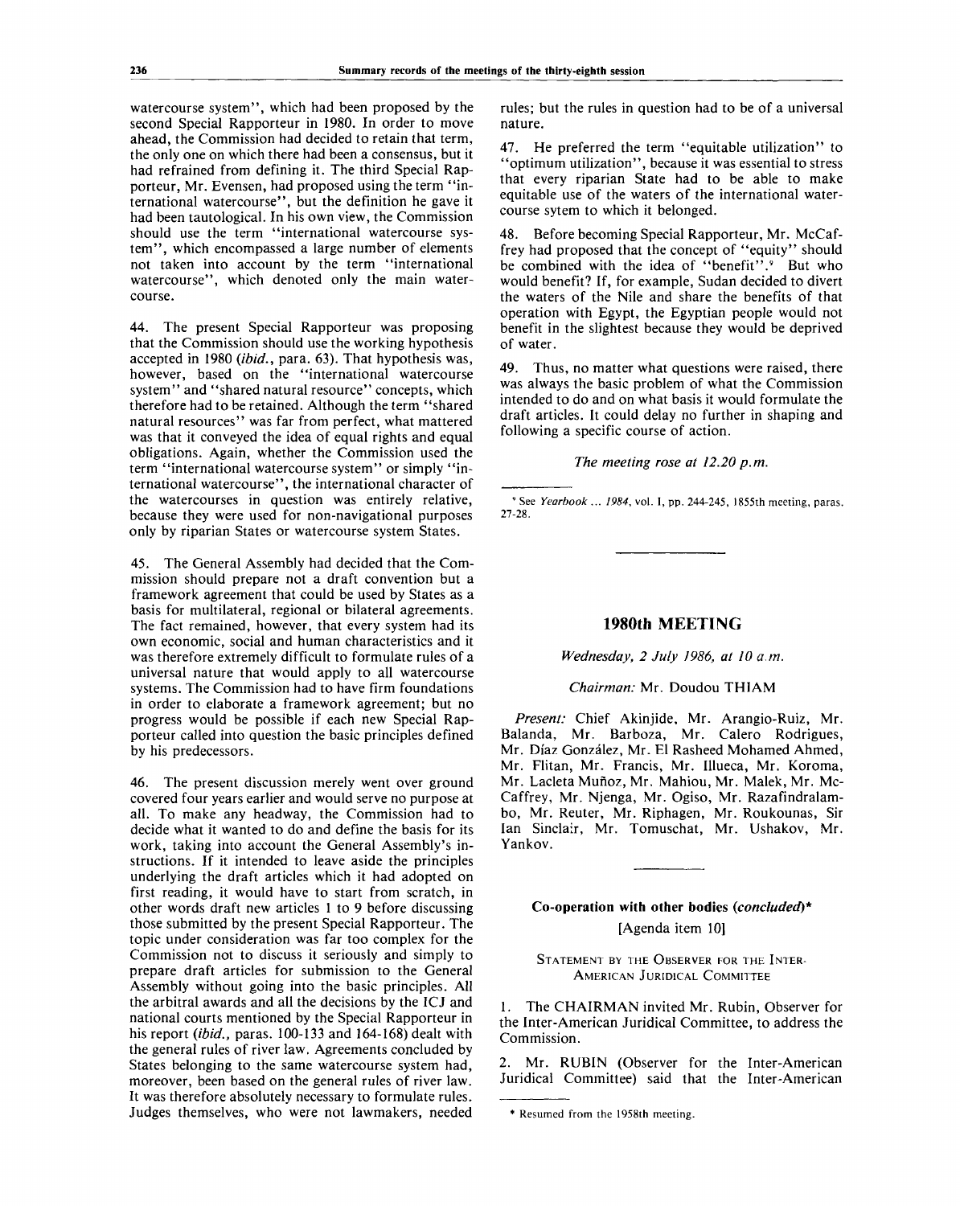watercourse system", which had been proposed by the second Special Rapporteur in 1980. In order to move ahead, the Commission had decided to retain that term, the only one on which there had been a consensus, but it had refrained from defining it. The third Special Rapporteur, Mr. Evensen, had proposed using the term "international watercourse", but the definition he gave it had been tautological. In his own view, the Commission should use the term "international watercourse system", which encompassed a large number of elements not taken into account by the term "international watercourse", which denoted only the main watercourse.

44. The present Special Rapporteur was proposing that the Commission should use the working hypothesis accepted in 1980 (*ibid.*, para. 63). That hypothesis was, however, based on the "international watercourse system" and "shared natural resource" concepts, which therefore had to be retained. Although the term "shared natural resources" was far from perfect, what mattered was that it conveyed the idea of equal rights and equal obligations. Again, whether the Commission used the term "international watercourse system" or simply "international watercourse", the international character of the watercourses in question was entirely relative, because they were used for non-navigational purposes only by riparian States or watercourse system States.

45. The General Assembly had decided that the Commission should prepare not a draft convention but a framework agreement that could be used by States as a basis for multilateral, regional or bilateral agreements. The fact remained, however, that every system had its own economic, social and human characteristics and it was therefore extremely difficult to formulate rules of a universal nature that would apply to all watercourse systems. The Commission had to have firm foundations in order to elaborate a framework agreement; but no progress would be possible if each new Special Rapporteur called into question the basic principles defined by his predecessors.

46. The present discussion merely went over ground covered four years earlier and would serve no purpose at all. To make any headway, the Commission had to decide what it wanted to do and define the basis for its work, taking into account the General Assembly's instructions. If it intended to leave aside the principles underlying the draft articles which it had adopted on first reading, it would have to start from scratch, in other words draft new articles 1 to 9 before discussing those submitted by the present Special Rapporteur. The topic under consideration was far too complex for the Commission not to discuss it seriously and simply to prepare draft articles for submission to the General Assembly without going into the basic principles. All the arbitral awards and all the decisions by the ICJ and national courts mentioned by the Special Rapporteur in his report (*ibid.*, paras. 100-133 and 164-168) dealt with the general rules of river law. Agreements concluded by States belonging to the same watercourse system had, moreover, been based on the general rules of river law. It was therefore absolutely necessary to formulate rules. Judges themselves, who were not lawmakers, needed rules; but the rules in question had to be of a universal nature.

47. He preferred the term "equitable utilization" to "optimum utilization", because it was essential to stress that every riparian State had to be able to make equitable use of the waters of the international watercourse sytem to which it belonged.

48. Before becoming Special Rapporteur, Mr. McCaffrey had proposed that the concept of "equity" should be combined with the idea of "benefit".[9] But who would benefit? If, for example, Sudan decided to divert the waters of the Nile and share the benefits of that operation with Egypt, the Egyptian people would not benefit in the slightest because they would be deprived of water.

49. Thus, no matter what questions were raised, there was always the basic problem of what the Commission intended to do and on what basis it would formulate the draft articles. It could delay no further in shaping and following a specific course of action.

*The meeting rose at 12.20 p.m.*

[9] See *Yearbook ... 1984*, vol. I, pp. 244-245, 1855th meeting, paras. 27-28.

## 1980th MEETING

*Wednesday, 2 July 1986, at 10 a.m.*

*Chairman:* Mr. Doudou THIAM

*Present:* Chief Akinjide, Mr. Arangio-Ruiz, Mr. Balanda, Mr. Barboza, Mr. Calero Rodrigues, Mr. Díaz González, Mr. El Rasheed Mohamed Ahmed, Mr. Flitan, Mr. Francis, Mr. Illueca, Mr. Koroma, Mr. Lacleta Muñoz, Mr. Mahiou, Mr. Malek, Mr. McCaffrey, Mr. Njenga, Mr. Ogiso, Mr. Razafindralambo, Mr. Reuter, Mr. Riphagen, Mr. Roukounas, Sir Ian Sinclair, Mr. Tomuschat, Mr. Ushakov, Mr. Yankov.

### Co-operation with other bodies (*concluded*)*

[Agenda item 10]

STATEMENT BY THE OBSERVER FOR THE INTER-AMERICAN JURIDICAL COMMITTEE

1. The CHAIRMAN invited Mr. Rubin, Observer for the Inter-American Juridical Committee, to address the Commission.

2. Mr. RUBIN (Observer for the Inter-American Juridical Committee) said that the Inter-American

* Resumed from the 1958th meeting.